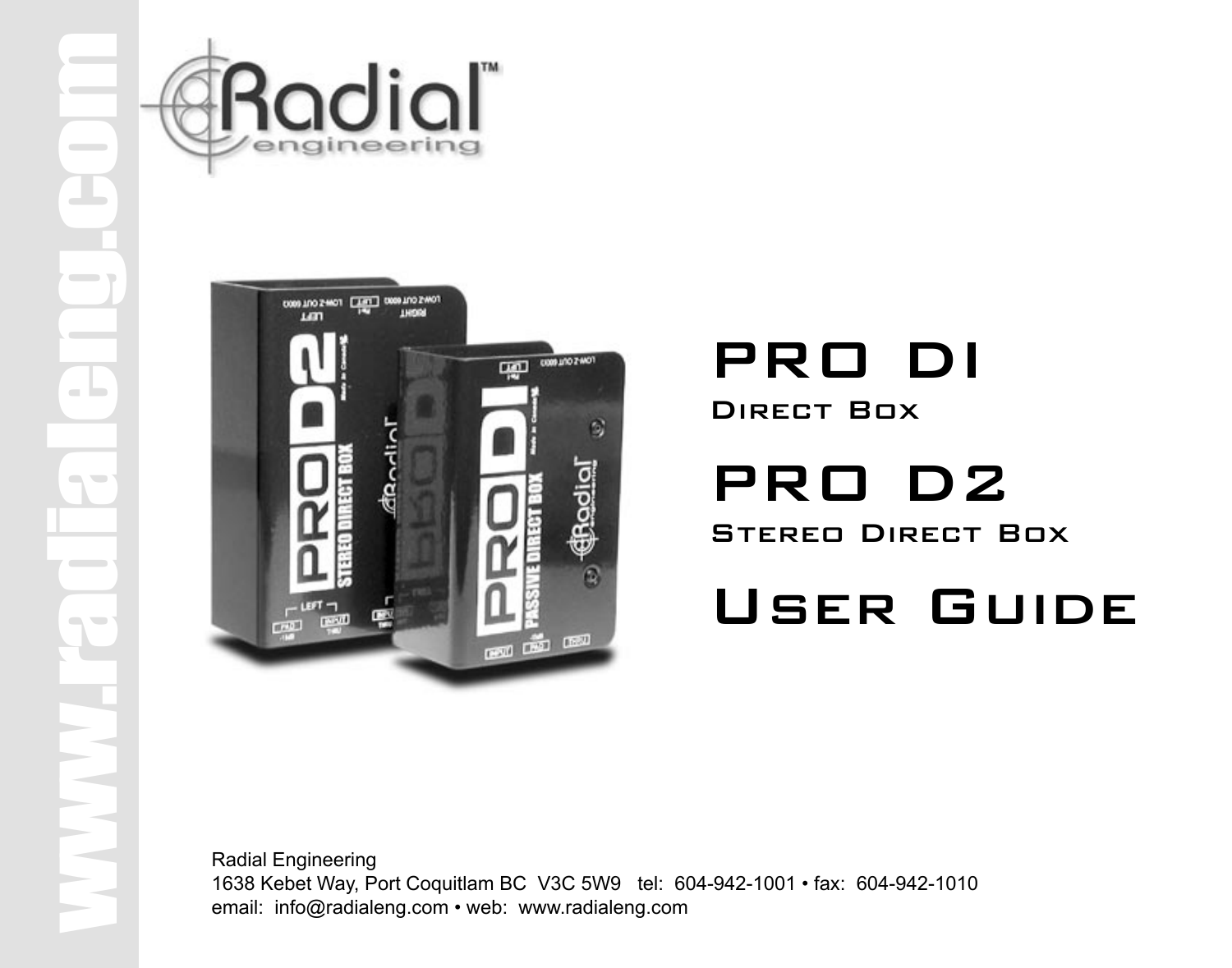# PRO DI

## Direct Box

# PRO D2

## Stereo Direct Box

# User Guide

Radial Engineering
1638 Kebet Way, Port Coquitlam BC V3C 5W9 tel: 604-942-1001 • fax: 604-942-1010
email: info@radialeng.com • web: www.radialeng.com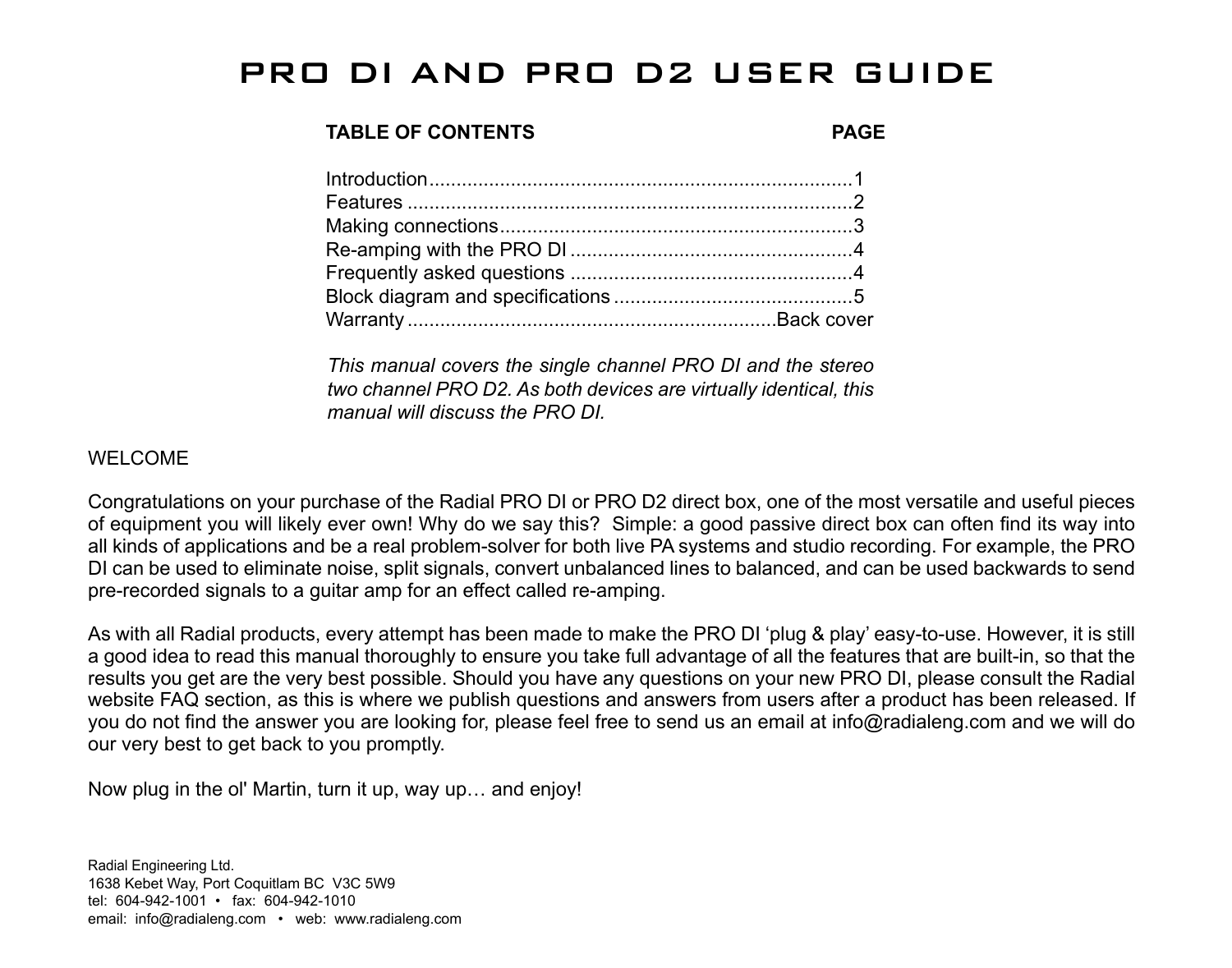# PRO DI AND PRO D2 USER GUIDE

| TABLE OF CONTENTS | PAGE |
| --- | --- |
| Introduction | 1 |
| Features | 2 |
| Making connections | 3 |
| Re-amping with the PRO DI | 4 |
| Frequently asked questions | 4 |
| Block diagram and specifications | 5 |
| Warranty | Back cover |

*This manual covers the single channel PRO DI and the stereo two channel PRO D2. As both devices are virtually identical, this manual will discuss the PRO DI.*

## WELCOME

Congratulations on your purchase of the Radial PRO DI or PRO D2 direct box, one of the most versatile and useful pieces of equipment you will likely ever own! Why do we say this? Simple: a good passive direct box can often find its way into all kinds of applications and be a real problem-solver for both live PA systems and studio recording. For example, the PRO DI can be used to eliminate noise, split signals, convert unbalanced lines to balanced, and can be used backwards to send pre-recorded signals to a guitar amp for an effect called re-amping.

As with all Radial products, every attempt has been made to make the PRO DI 'plug & play' easy-to-use. However, it is still a good idea to read this manual thoroughly to ensure you take full advantage of all the features that are built-in, so that the results you get are the very best possible. Should you have any questions on your new PRO DI, please consult the Radial website FAQ section, as this is where we publish questions and answers from users after a product has been released. If you do not find the answer you are looking for, please feel free to send us an email at info@radialeng.com and we will do our very best to get back to you promptly.

Now plug in the ol' Martin, turn it up, way up… and enjoy!

Radial Engineering Ltd.
1638 Kebet Way, Port Coquitlam BC V3C 5W9
tel: 604-942-1001 • fax: 604-942-1010
email: info@radialeng.com • web: www.radialeng.com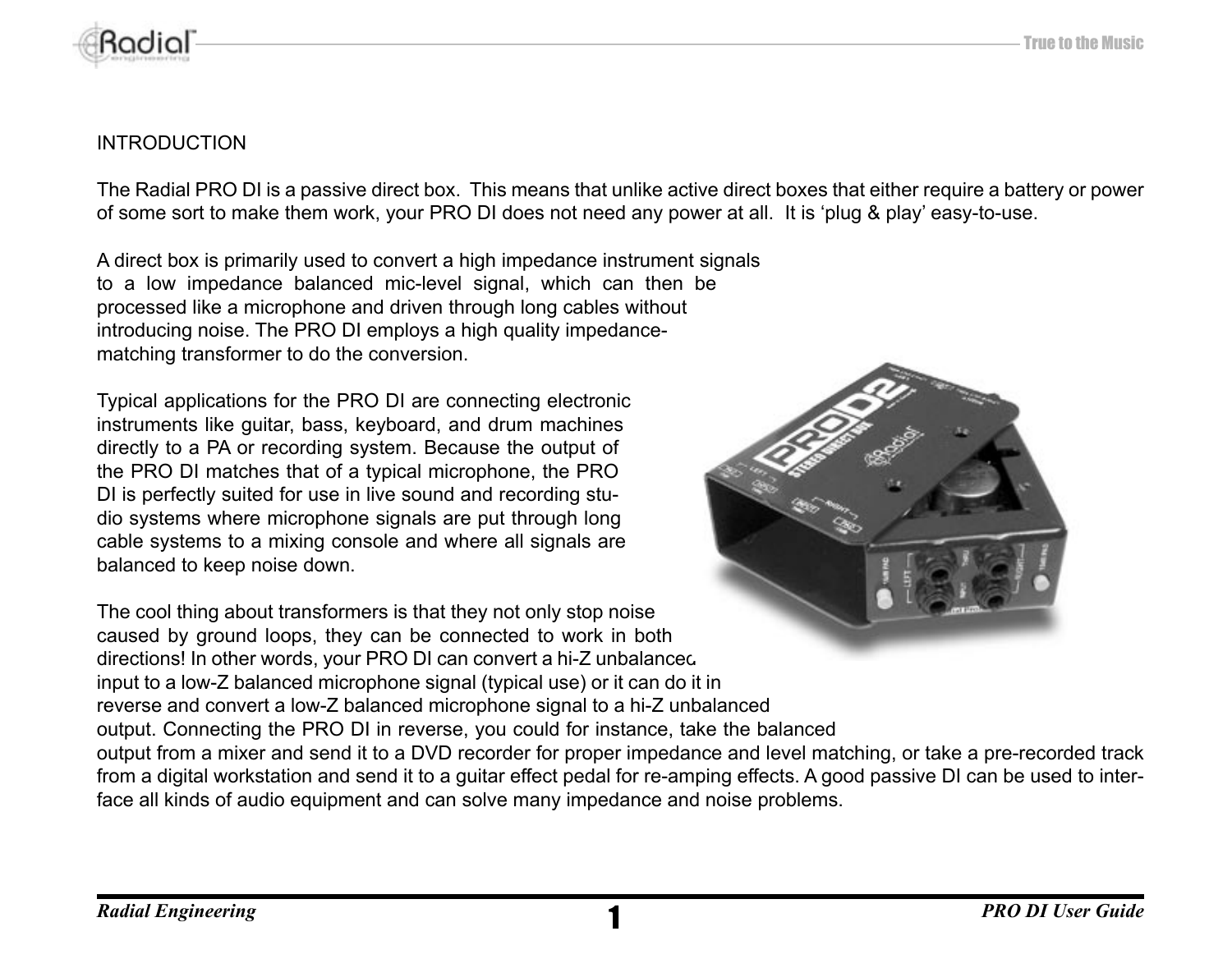## INTRODUCTION

The Radial PRO DI is a passive direct box. This means that unlike active direct boxes that either require a battery or power of some sort to make them work, your PRO DI does not need any power at all. It is 'plug & play' easy-to-use.

A direct box is primarily used to convert a high impedance instrument signals to a low impedance balanced mic-level signal, which can then be processed like a microphone and driven through long cables without introducing noise. The PRO DI employs a high quality impedance-matching transformer to do the conversion.

Typical applications for the PRO DI are connecting electronic instruments like guitar, bass, keyboard, and drum machines directly to a PA or recording system. Because the output of the PRO DI matches that of a typical microphone, the PRO DI is perfectly suited for use in live sound and recording studio systems where microphone signals are put through long cable systems to a mixing console and where all signals are balanced to keep noise down.

The cool thing about transformers is that they not only stop noise caused by ground loops, they can be connected to work in both directions! In other words, your PRO DI can convert a hi-Z unbalanced input to a low-Z balanced microphone signal (typical use) or it can do it in reverse and convert a low-Z balanced microphone signal to a hi-Z unbalanced output. Connecting the PRO DI in reverse, you could for instance, take the balanced output from a mixer and send it to a DVD recorder for proper impedance and level matching, or take a pre-recorded track from a digital workstation and send it to a guitar effect pedal for re-amping effects. A good passive DI can be used to interface all kinds of audio equipment and can solve many impedance and noise problems.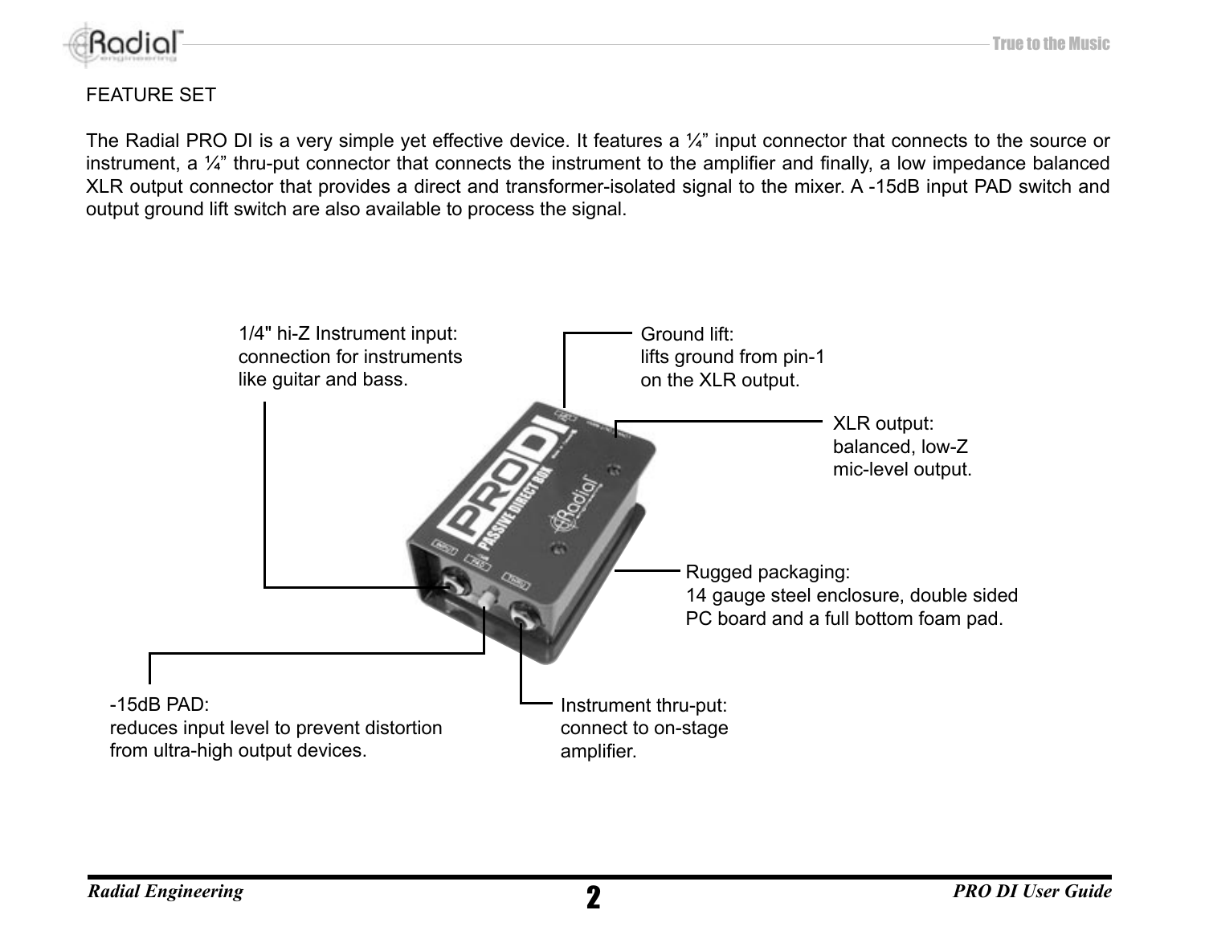FEATURE SET

The Radial PRO DI is a very simple yet effective device. It features a ¼” input connector that connects to the source or instrument, a ¼” thru-put connector that connects the instrument to the amplifier and finally, a low impedance balanced XLR output connector that provides a direct and transformer-isolated signal to the mixer. A -15dB input PAD switch and output ground lift switch are also available to process the signal.

1/4" hi-Z Instrument input:
connection for instruments
like guitar and bass.

Ground lift:
lifts ground from pin-1
on the XLR output.

XLR output:
balanced, low-Z
mic-level output.

Rugged packaging:
14 gauge steel enclosure, double sided
PC board and a full bottom foam pad.

-15dB PAD:
reduces input level to prevent distortion
from ultra-high output devices.

Instrument thru-put:
connect to on-stage
amplifier.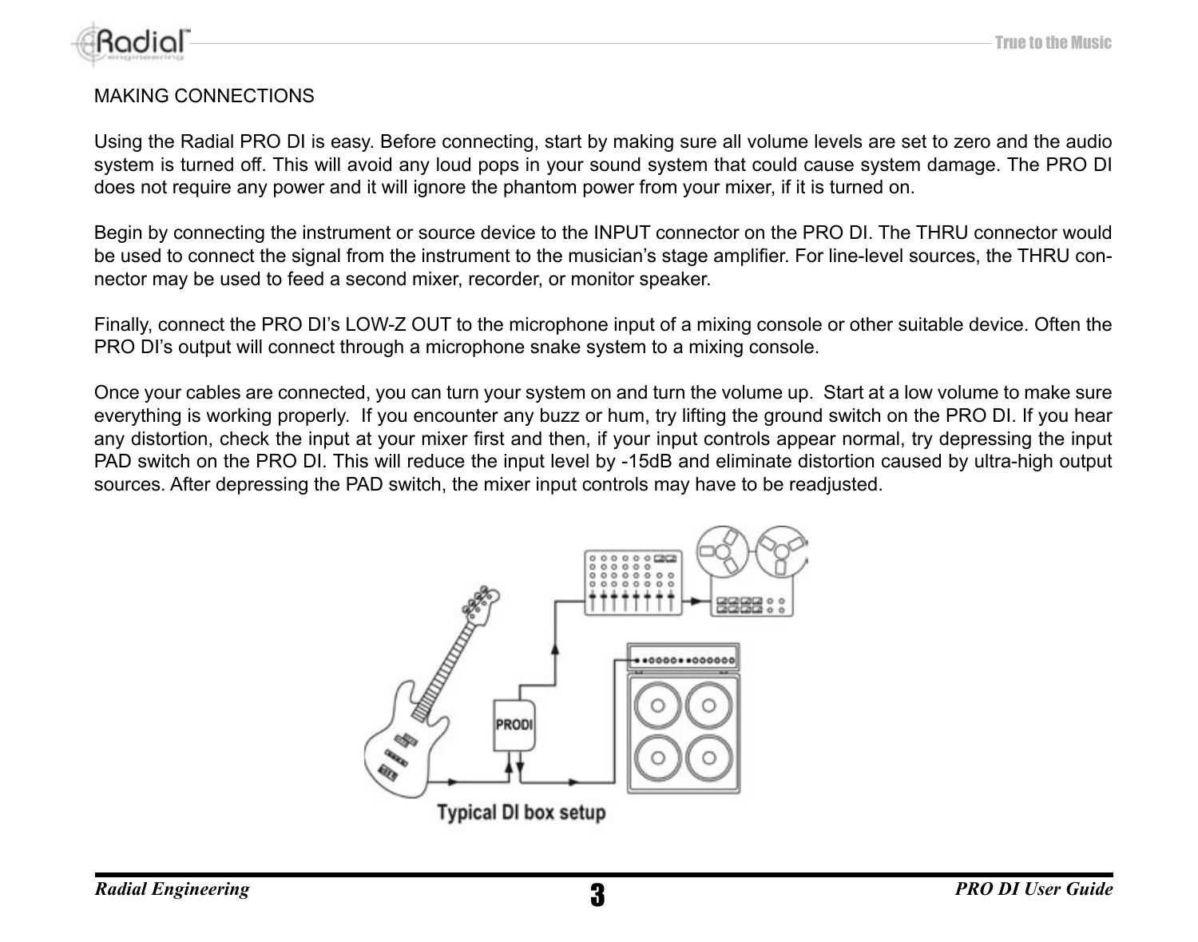## MAKING CONNECTIONS

Using the Radial PRO DI is easy. Before connecting, start by making sure all volume levels are set to zero and the audio system is turned off. This will avoid any loud pops in your sound system that could cause system damage. The PRO DI does not require any power and it will ignore the phantom power from your mixer, if it is turned on.

Begin by connecting the instrument or source device to the INPUT connector on the PRO DI. The THRU connector would be used to connect the signal from the instrument to the musician's stage amplifier. For line-level sources, the THRU connector may be used to feed a second mixer, recorder, or monitor speaker.

Finally, connect the PRO DI's LOW-Z OUT to the microphone input of a mixing console or other suitable device. Often the PRO DI's output will connect through a microphone snake system to a mixing console.

Once your cables are connected, you can turn your system on and turn the volume up. Start at a low volume to make sure everything is working properly. If you encounter any buzz or hum, try lifting the ground switch on the PRO DI. If you hear any distortion, check the input at your mixer first and then, if your input controls appear normal, try depressing the input PAD switch on the PRO DI. This will reduce the input level by -15dB and eliminate distortion caused by ultra-high output sources. After depressing the PAD switch, the mixer input controls may have to be readjusted.

Typical DI box setup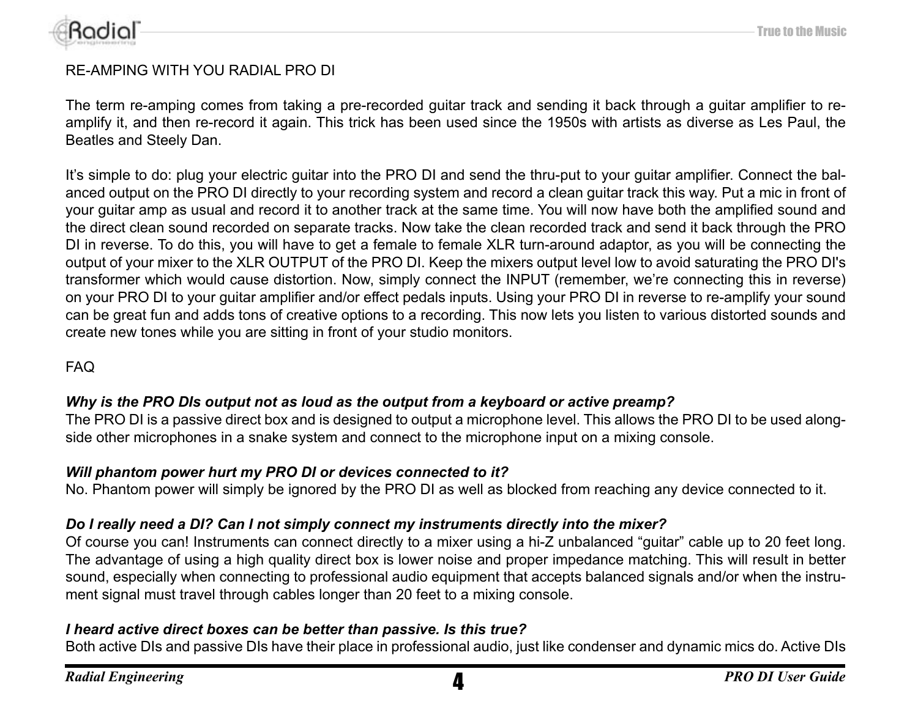## RE-AMPING WITH YOU RADIAL PRO DI

The term re-amping comes from taking a pre-recorded guitar track and sending it back through a guitar amplifier to re-amplify it, and then re-record it again. This trick has been used since the 1950s with artists as diverse as Les Paul, the Beatles and Steely Dan.

It's simple to do: plug your electric guitar into the PRO DI and send the thru-put to your guitar amplifier. Connect the balanced output on the PRO DI directly to your recording system and record a clean guitar track this way. Put a mic in front of your guitar amp as usual and record it to another track at the same time. You will now have both the amplified sound and the direct clean sound recorded on separate tracks. Now take the clean recorded track and send it back through the PRO DI in reverse. To do this, you will have to get a female to female XLR turn-around adaptor, as you will be connecting the output of your mixer to the XLR OUTPUT of the PRO DI. Keep the mixers output level low to avoid saturating the PRO DI's transformer which would cause distortion. Now, simply connect the INPUT (remember, we're connecting this in reverse) on your PRO DI to your guitar amplifier and/or effect pedals inputs. Using your PRO DI in reverse to re-amplify your sound can be great fun and adds tons of creative options to a recording. This now lets you listen to various distorted sounds and create new tones while you are sitting in front of your studio monitors.

## FAQ

***Why is the PRO DIs output not as loud as the output from a keyboard or active preamp?***
The PRO DI is a passive direct box and is designed to output a microphone level. This allows the PRO DI to be used alongside other microphones in a snake system and connect to the microphone input on a mixing console.

***Will phantom power hurt my PRO DI or devices connected to it?***
No. Phantom power will simply be ignored by the PRO DI as well as blocked from reaching any device connected to it.

***Do I really need a DI? Can I not simply connect my instruments directly into the mixer?***
Of course you can! Instruments can connect directly to a mixer using a hi-Z unbalanced "guitar" cable up to 20 feet long. The advantage of using a high quality direct box is lower noise and proper impedance matching. This will result in better sound, especially when connecting to professional audio equipment that accepts balanced signals and/or when the instrument signal must travel through cables longer than 20 feet to a mixing console.

***I heard active direct boxes can be better than passive. Is this true?***
Both active DIs and passive DIs have their place in professional audio, just like condenser and dynamic mics do. Active DIs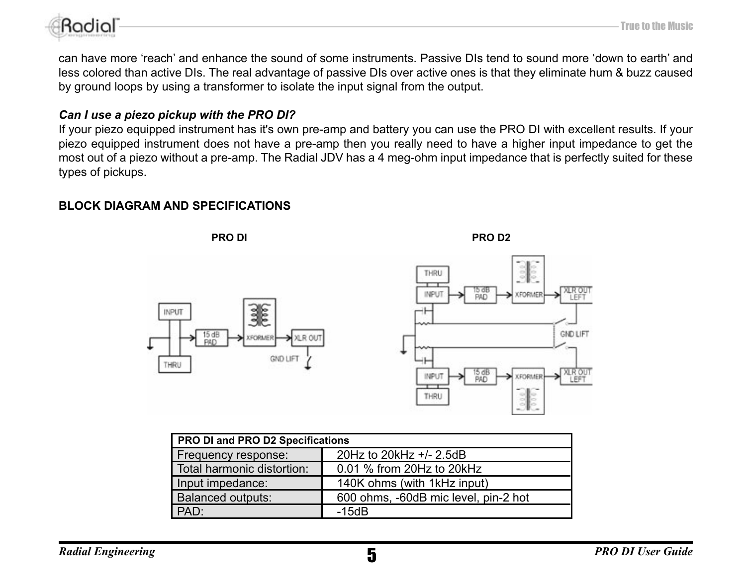can have more 'reach' and enhance the sound of some instruments. Passive DIs tend to sound more 'down to earth' and less colored than active DIs. The real advantage of passive DIs over active ones is that they eliminate hum & buzz caused by ground loops by using a transformer to isolate the input signal from the output.

***Can I use a piezo pickup with the PRO DI?***

If your piezo equipped instrument has it's own pre-amp and battery you can use the PRO DI with excellent results. If your piezo equipped instrument does not have a pre-amp then you really need to have a higher input impedance to get the most out of a piezo without a pre-amp. The Radial JDV has a 4 meg-ohm input impedance that is perfectly suited for these types of pickups.

**BLOCK DIAGRAM AND SPECIFICATIONS**

**PRO DI** **PRO D2**

| PRO DI and PRO D2 Specifications | |
|---|---|
| Frequency response: | 20Hz to 20kHz +/- 2.5dB |
| Total harmonic distortion: | 0.01 % from 20Hz to 20kHz |
| Input impedance: | 140K ohms (with 1kHz input) |
| Balanced outputs: | 600 ohms, -60dB mic level, pin-2 hot |
| PAD: | -15dB |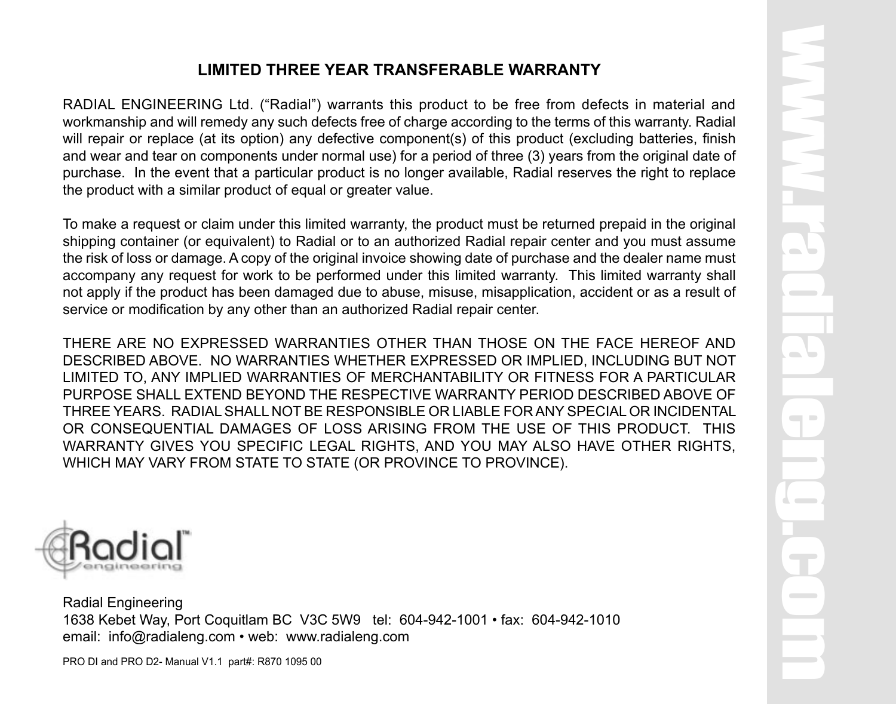## LIMITED THREE YEAR TRANSFERABLE WARRANTY

RADIAL ENGINEERING Ltd. ("Radial") warrants this product to be free from defects in material and workmanship and will remedy any such defects free of charge according to the terms of this warranty. Radial will repair or replace (at its option) any defective component(s) of this product (excluding batteries, finish and wear and tear on components under normal use) for a period of three (3) years from the original date of purchase. In the event that a particular product is no longer available, Radial reserves the right to replace the product with a similar product of equal or greater value.

To make a request or claim under this limited warranty, the product must be returned prepaid in the original shipping container (or equivalent) to Radial or to an authorized Radial repair center and you must assume the risk of loss or damage. A copy of the original invoice showing date of purchase and the dealer name must accompany any request for work to be performed under this limited warranty. This limited warranty shall not apply if the product has been damaged due to abuse, misuse, misapplication, accident or as a result of service or modification by any other than an authorized Radial repair center.

THERE ARE NO EXPRESSED WARRANTIES OTHER THAN THOSE ON THE FACE HEREOF AND DESCRIBED ABOVE. NO WARRANTIES WHETHER EXPRESSED OR IMPLIED, INCLUDING BUT NOT LIMITED TO, ANY IMPLIED WARRANTIES OF MERCHANTABILITY OR FITNESS FOR A PARTICULAR PURPOSE SHALL EXTEND BEYOND THE RESPECTIVE WARRANTY PERIOD DESCRIBED ABOVE OF THREE YEARS. RADIAL SHALL NOT BE RESPONSIBLE OR LIABLE FOR ANY SPECIAL OR INCIDENTAL OR CONSEQUENTIAL DAMAGES OF LOSS ARISING FROM THE USE OF THIS PRODUCT. THIS WARRANTY GIVES YOU SPECIFIC LEGAL RIGHTS, AND YOU MAY ALSO HAVE OTHER RIGHTS, WHICH MAY VARY FROM STATE TO STATE (OR PROVINCE TO PROVINCE).

Radial engineering

Radial Engineering
1638 Kebet Way, Port Coquitlam BC V3C 5W9 tel: 604-942-1001 • fax: 604-942-1010
email: info@radialeng.com • web: www.radialeng.com

PRO DI and PRO D2- Manual V1.1 part#: R870 1095 00

www.radialeng.com